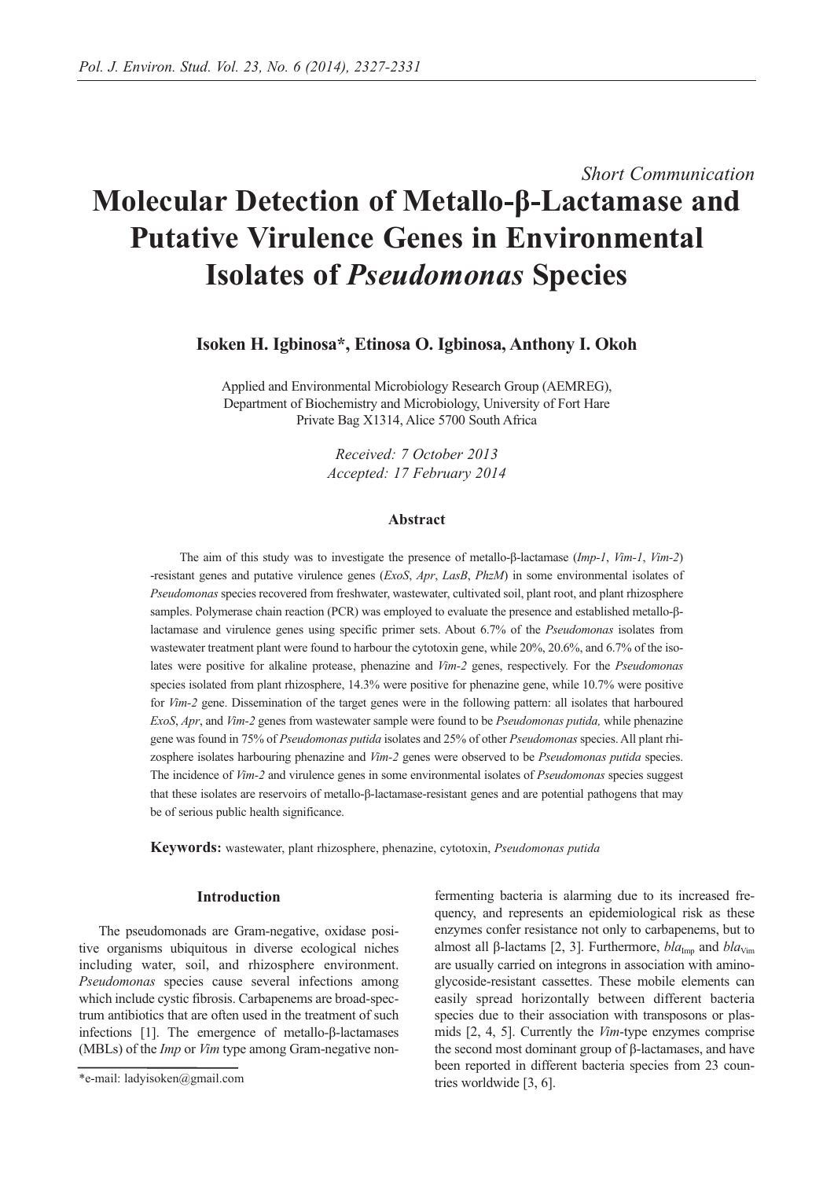*Short Communication*

# Molecular Detection of Metallo-β-Lactamase and Putative Virulence Genes in Environmental Isolates of *Pseudomonas* Species

**Isoken H. Igbinosa\*, Etinosa O. Igbinosa, Anthony I. Okoh**

Applied and Environmental Microbiology Research Group (AEMREG), Department of Biochemistry and Microbiology, University of Fort Hare Private Bag X1314, Alice 5700 South Africa

*Received: 7 October 2013*
*Accepted: 17 February 2014*

### Abstract

The aim of this study was to investigate the presence of metallo-β-lactamase (*Imp-1*, *Vim-1*, *Vim-2*) -resistant genes and putative virulence genes (*ExoS*, *Apr*, *LasB*, *PhzM*) in some environmental isolates of *Pseudomonas* species recovered from freshwater, wastewater, cultivated soil, plant root, and plant rhizosphere samples. Polymerase chain reaction (PCR) was employed to evaluate the presence and established metallo-β-lactamase and virulence genes using specific primer sets. About 6.7% of the *Pseudomonas* isolates from wastewater treatment plant were found to harbour the cytotoxin gene, while 20%, 20.6%, and 6.7% of the isolates were positive for alkaline protease, phenazine and *Vim-2* genes, respectively. For the *Pseudomonas* species isolated from plant rhizosphere, 14.3% were positive for phenazine gene, while 10.7% were positive for *Vim-2* gene. Dissemination of the target genes were in the following pattern: all isolates that harboured *ExoS*, *Apr*, and *Vim-2* genes from wastewater sample were found to be *Pseudomonas putida,* while phenazine gene was found in 75% of *Pseudomonas putida* isolates and 25% of other *Pseudomonas* species. All plant rhizosphere isolates harbouring phenazine and *Vim-2* genes were observed to be *Pseudomonas putida* species. The incidence of *Vim-2* and virulence genes in some environmental isolates of *Pseudomonas* species suggest that these isolates are reservoirs of metallo-β-lactamase-resistant genes and are potential pathogens that may be of serious public health significance.

**Keywords:** wastewater, plant rhizosphere, phenazine, cytotoxin, *Pseudomonas putida*

## Introduction

The pseudomonads are Gram-negative, oxidase positive organisms ubiquitous in diverse ecological niches including water, soil, and rhizosphere environment. *Pseudomonas* species cause several infections among which include cystic fibrosis. Carbapenems are broad-spectrum antibiotics that are often used in the treatment of such infections [1]. The emergence of metallo-β-lactamases (MBLs) of the *Imp* or *Vim* type among Gram-negative non-fermenting bacteria is alarming due to its increased frequency, and represents an epidemiological risk as these enzymes confer resistance not only to carbapenems, but to almost all β-lactams [2, 3]. Furthermore, $bla_{Imp}$ and $bla_{Vim}$ are usually carried on integrons in association with aminoglycoside-resistant cassettes. These mobile elements can easily spread horizontally between different bacteria species due to their association with transposons or plasmids [2, 4, 5]. Currently the *Vim*-type enzymes comprise the second most dominant group of β-lactamases, and have been reported in different bacteria species from 23 countries worldwide [3, 6].

\*e-mail: ladyisoken@gmail.com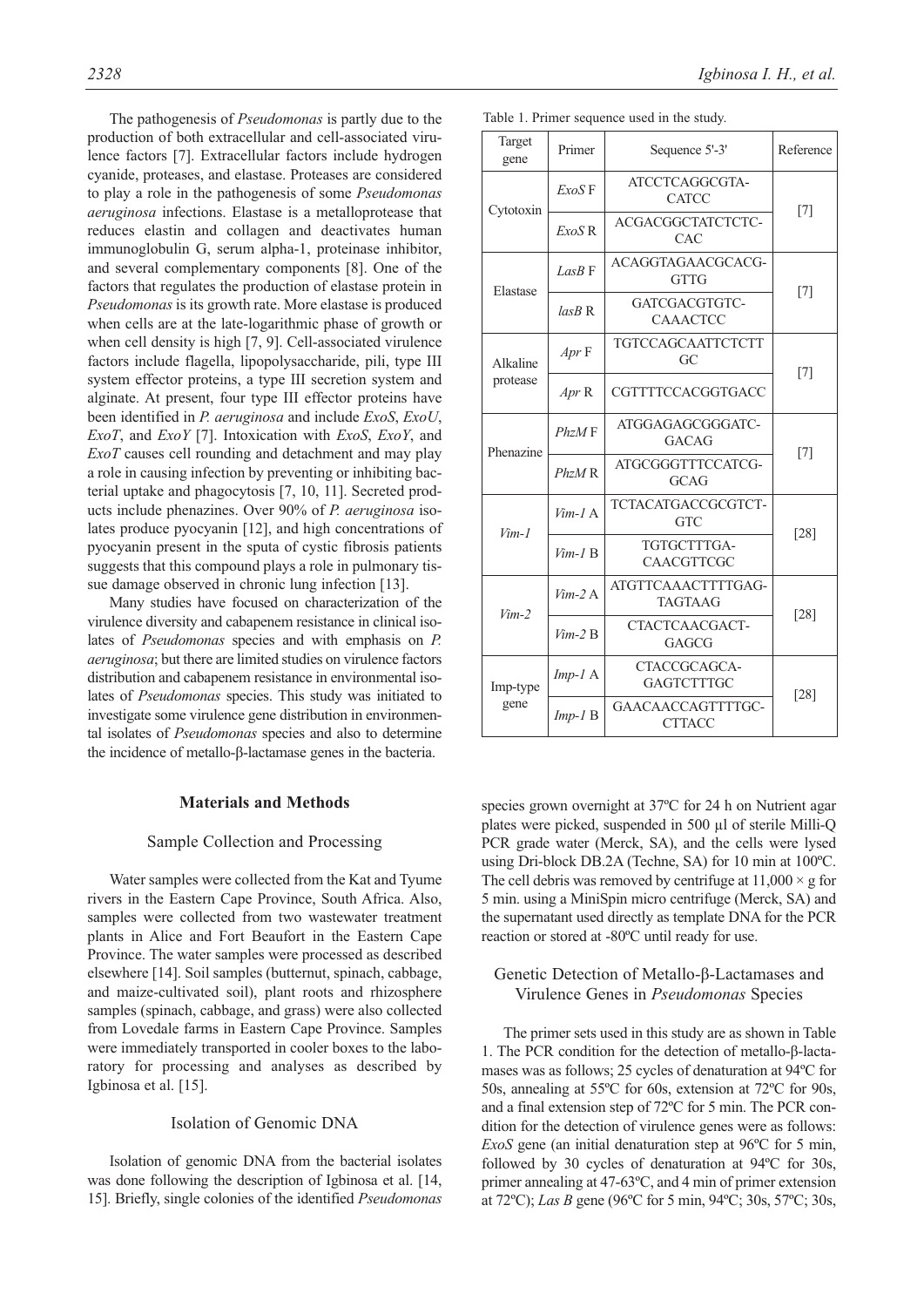The pathogenesis of *Pseudomonas* is partly due to the production of both extracellular and cell-associated virulence factors [7]. Extracellular factors include hydrogen cyanide, proteases, and elastase. Proteases are considered to play a role in the pathogenesis of some *Pseudomonas aeruginosa* infections. Elastase is a metalloprotease that reduces elastin and collagen and deactivates human immunoglobulin G, serum alpha-1, proteinase inhibitor, and several complementary components [8]. One of the factors that regulates the production of elastase protein in *Pseudomonas* is its growth rate. More elastase is produced when cells are at the late-logarithmic phase of growth or when cell density is high [7, 9]. Cell-associated virulence factors include flagella, lipopolysaccharide, pili, type III system effector proteins, a type III secretion system and alginate. At present, four type III effector proteins have been identified in *P. aeruginosa* and include *ExoS*, *ExoU*, *ExoT*, and *ExoY* [7]. Intoxication with *ExoS*, *ExoY*, and *ExoT* causes cell rounding and detachment and may play a role in causing infection by preventing or inhibiting bacterial uptake and phagocytosis [7, 10, 11]. Secreted products include phenazines. Over 90% of *P. aeruginosa* isolates produce pyocyanin [12], and high concentrations of pyocyanin present in the sputa of cystic fibrosis patients suggests that this compound plays a role in pulmonary tissue damage observed in chronic lung infection [13].

Many studies have focused on characterization of the virulence diversity and cabapenem resistance in clinical isolates of *Pseudomonas* species and with emphasis on *P. aeruginosa*; but there are limited studies on virulence factors distribution and cabapenem resistance in environmental isolates of *Pseudomonas* species. This study was initiated to investigate some virulence gene distribution in environmental isolates of *Pseudomonas* species and also to determine the incidence of metallo-β-lactamase genes in the bacteria.

## Materials and Methods

### Sample Collection and Processing

Water samples were collected from the Kat and Tyume rivers in the Eastern Cape Province, South Africa. Also, samples were collected from two wastewater treatment plants in Alice and Fort Beaufort in the Eastern Cape Province. The water samples were processed as described elsewhere [14]. Soil samples (butternut, spinach, cabbage, and maize-cultivated soil), plant roots and rhizosphere samples (spinach, cabbage, and grass) were also collected from Lovedale farms in Eastern Cape Province. Samples were immediately transported in cooler boxes to the laboratory for processing and analyses as described by Igbinosa et al. [15].

### Isolation of Genomic DNA

Isolation of genomic DNA from the bacterial isolates was done following the description of Igbinosa et al. [14, 15]. Briefly, single colonies of the identified *Pseudomonas* species grown overnight at 37ºC for 24 h on Nutrient agar plates were picked, suspended in 500 µl of sterile Milli-Q PCR grade water (Merck, SA), and the cells were lysed using Dri-block DB.2A (Techne, SA) for 10 min at 100ºC. The cell debris was removed by centrifuge at 11,000 × g for 5 min. using a MiniSpin micro centrifuge (Merck, SA) and the supernatant used directly as template DNA for the PCR reaction or stored at -80ºC until ready for use.

Table 1. Primer sequence used in the study.

| Target gene | Primer | Sequence 5'-3' | Reference |
|---|---|---|---|
| Cytotoxin | *ExoS* F | ATCCTCAGGCGTA-CATCC | [7] |
| | *ExoS* R | ACGACGGCTATCTCTC-CAC | |
| Elastase | *LasB* F | ACAGGTAGAACGCACG-GTTG | [7] |
| | *lasB* R | GATCGACGTGTC-CAAACTCC | |
| Alkaline protease | *Apr* F | TGTCCAGCAATTCTCTT GC | [7] |
| | *Apr* R | CGTTTTCCACGGTGACC | |
| Phenazine | *PhzM* F | ATGGAGAGCGGGATC-GACAG | [7] |
| | *PhzM* R | ATGCGGGTTTCCATCG-GCAG | |
| *Vim-1* | *Vim-1* A | TCTACATGACCGCGTCT-GTC | [28] |
| | *Vim-1* B | TGTGCTTTGA-CAACGTTCGC | |
| *Vim-2* | *Vim-2* A | ATGTTCAAACTTTTGAG-TAGTAAG | [28] |
| | *Vim-2* B | CTACTCAACGACT-GAGCG | |
| Imp-type gene | *Imp-1* A | CTACCGCAGCA-GAGTCTTTGC | [28] |
| | *Imp-1* B | GAACAACCAGTTTTGC-CTTACC | |

### Genetic Detection of Metallo-β-Lactamases and Virulence Genes in *Pseudomonas* Species

The primer sets used in this study are as shown in Table 1. The PCR condition for the detection of metallo-β-lactamases was as follows; 25 cycles of denaturation at 94ºC for 50s, annealing at 55ºC for 60s, extension at 72ºC for 90s, and a final extension step of 72ºC for 5 min. The PCR condition for the detection of virulence genes were as follows: *ExoS* gene (an initial denaturation step at 96ºC for 5 min, followed by 30 cycles of denaturation at 94ºC for 30s, primer annealing at 47-63ºC, and 4 min of primer extension at 72ºC); *Las B* gene (96ºC for 5 min, 94ºC; 30s, 57ºC; 30s,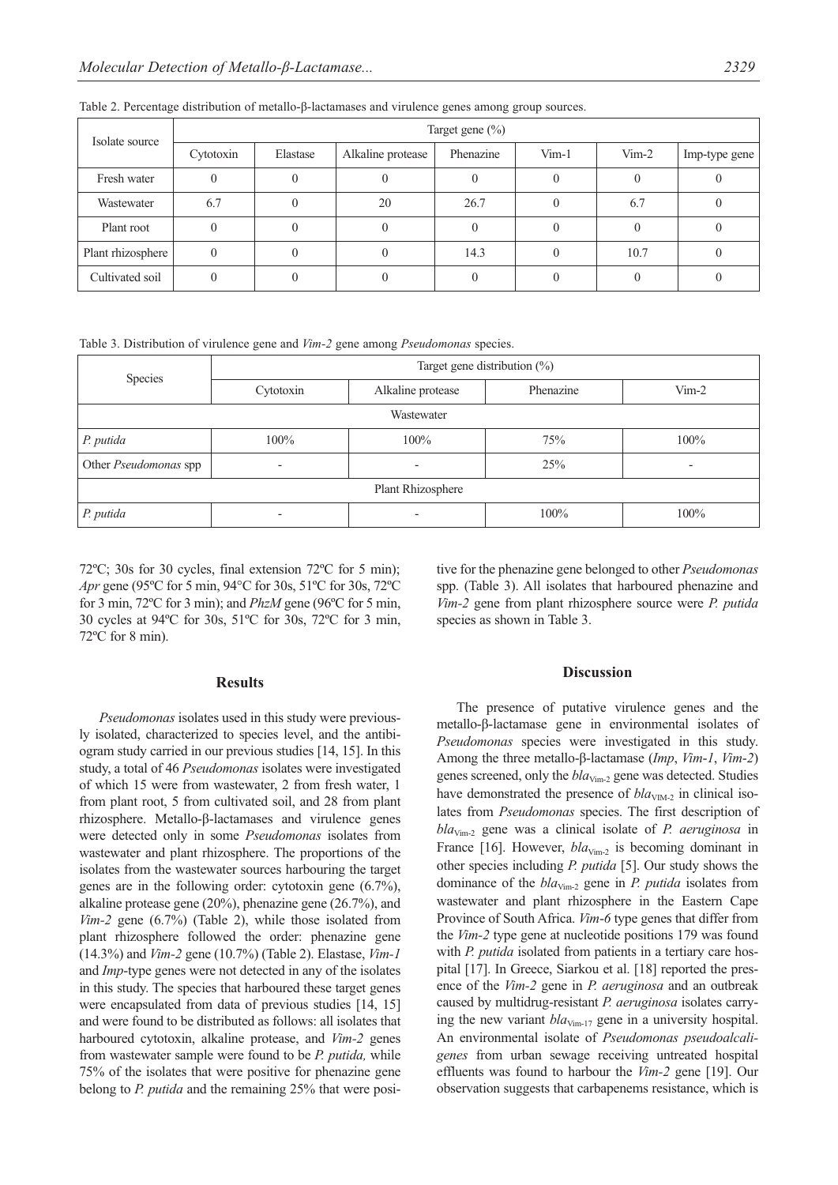Table 2. Percentage distribution of metallo-β-lactamases and virulence genes among group sources.

| Isolate source | Target gene (%) | | | | | | |
|---|---|---|---|---|---|---|---|
| | Cytotoxin | Elastase | Alkaline protease | Phenazine | Vim-1 | Vim-2 | Imp-type gene |
| Fresh water | 0 | 0 | 0 | 0 | 0 | 0 | 0 |
| Wastewater | 6.7 | 0 | 20 | 26.7 | 0 | 6.7 | 0 |
| Plant root | 0 | 0 | 0 | 0 | 0 | 0 | 0 |
| Plant rhizosphere | 0 | 0 | 0 | 14.3 | 0 | 10.7 | 0 |
| Cultivated soil | 0 | 0 | 0 | 0 | 0 | 0 | 0 |

Table 3. Distribution of virulence gene and *Vim-2* gene among *Pseudomonas* species.

| Species | Target gene distribution (%) | | | |
|---|---|---|---|---|
| | Cytotoxin | Alkaline protease | Phenazine | Vim-2 |
| Wastewater | | | | |
| *P. putida* | 100% | 100% | 75% | 100% |
| Other *Pseudomonas* spp | - | - | 25% | - |
| Plant Rhizosphere | | | | |
| *P. putida* | - | - | 100% | 100% |

72ºC; 30s for 30 cycles, final extension 72ºC for 5 min); *Apr* gene (95ºC for 5 min, 94°C for 30s, 51ºC for 30s, 72ºC for 3 min, 72ºC for 3 min); and *PhzM* gene (96ºC for 5 min, 30 cycles at 94ºC for 30s, 51ºC for 30s, 72ºC for 3 min, 72ºC for 8 min).

## Results

*Pseudomonas* isolates used in this study were previously isolated, characterized to species level, and the antibiogram study carried in our previous studies [14, 15]. In this study, a total of 46 *Pseudomonas* isolates were investigated of which 15 were from wastewater, 2 from fresh water, 1 from plant root, 5 from cultivated soil, and 28 from plant rhizosphere. Metallo-β-lactamases and virulence genes were detected only in some *Pseudomonas* isolates from wastewater and plant rhizosphere. The proportions of the isolates from the wastewater sources harbouring the target genes are in the following order: cytotoxin gene (6.7%), alkaline protease gene (20%), phenazine gene (26.7%), and *Vim-2* gene (6.7%) (Table 2), while those isolated from plant rhizosphere followed the order: phenazine gene (14.3%) and *Vim-2* gene (10.7%) (Table 2). Elastase, *Vim-1* and *Imp*-type genes were not detected in any of the isolates in this study. The species that harboured these target genes were encapsulated from data of previous studies [14, 15] and were found to be distributed as follows: all isolates that harboured cytotoxin, alkaline protease, and *Vim-2* genes from wastewater sample were found to be *P. putida,* while 75% of the isolates that were positive for phenazine gene belong to *P. putida* and the remaining 25% that were positive for the phenazine gene belonged to other *Pseudomonas* spp. (Table 3). All isolates that harboured phenazine and *Vim-2* gene from plant rhizosphere source were *P. putida* species as shown in Table 3.

## Discussion

The presence of putative virulence genes and the metallo-β-lactamase gene in environmental isolates of *Pseudomonas* species were investigated in this study. Among the three metallo-β-lactamase (*Imp*, *Vim-1*, *Vim-2*) genes screened, only the $bla_{Vim\text{-}2}$ gene was detected. Studies have demonstrated the presence of $bla_{VIM\text{-}2}$ in clinical isolates from *Pseudomonas* species. The first description of $bla_{Vim\text{-}2}$ gene was a clinical isolate of *P. aeruginosa* in France [16]. However, $bla_{Vim\text{-}2}$ is becoming dominant in other species including *P. putida* [5]. Our study shows the dominance of the $bla_{Vim\text{-}2}$ gene in *P. putida* isolates from wastewater and plant rhizosphere in the Eastern Cape Province of South Africa. *Vim-6* type genes that differ from the *Vim-2* type gene at nucleotide positions 179 was found with *P. putida* isolated from patients in a tertiary care hospital [17]. In Greece, Siarkou et al. [18] reported the presence of the *Vim-2* gene in *P. aeruginosa* and an outbreak caused by multidrug-resistant *P. aeruginosa* isolates carrying the new variant $bla_{Vim\text{-}17}$ gene in a university hospital. An environmental isolate of *Pseudomonas pseudoalcaligenes* from urban sewage receiving untreated hospital effluents was found to harbour the *Vim-2* gene [19]. Our observation suggests that carbapenems resistance, which is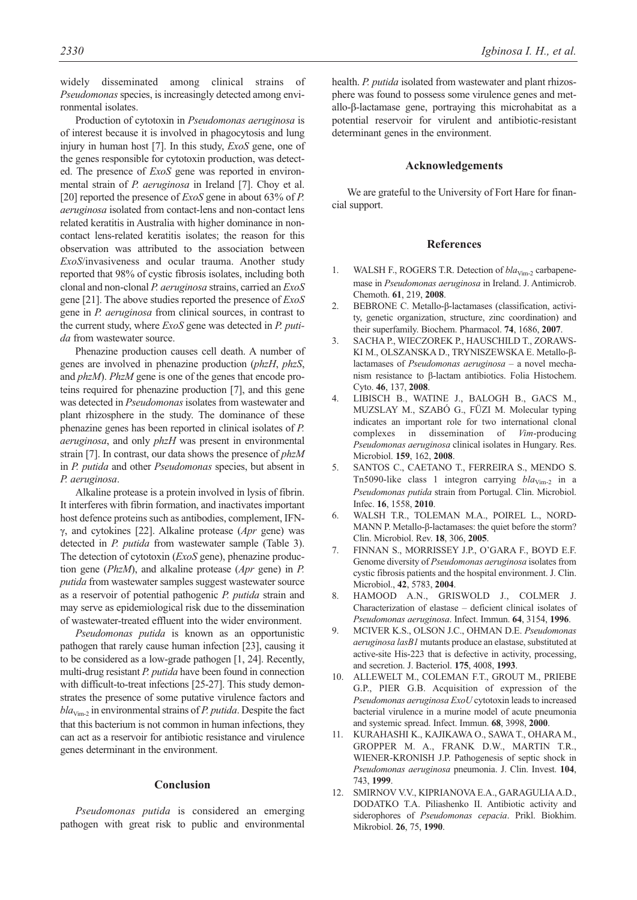widely disseminated among clinical strains of *Pseudomonas* species, is increasingly detected among environmental isolates.

Production of cytotoxin in *Pseudomonas aeruginosa* is of interest because it is involved in phagocytosis and lung injury in human host [7]. In this study, *ExoS* gene, one of the genes responsible for cytotoxin production, was detected. The presence of *ExoS* gene was reported in environmental strain of *P. aeruginosa* in Ireland [7]. Choy et al. [20] reported the presence of *ExoS* gene in about 63% of *P. aeruginosa* isolated from contact-lens and non-contact lens related keratitis in Australia with higher dominance in non-contact lens-related keratitis isolates; the reason for this observation was attributed to the association between *ExoS*/invasiveness and ocular trauma. Another study reported that 98% of cystic fibrosis isolates, including both clonal and non-clonal *P. aeruginosa* strains, carried an *ExoS* gene [21]. The above studies reported the presence of *ExoS* gene in *P. aeruginosa* from clinical sources, in contrast to the current study, where *ExoS* gene was detected in *P. putida* from wastewater source.

Phenazine production causes cell death. A number of genes are involved in phenazine production (*phzH*, *phzS*, and *phzM*). *PhzM* gene is one of the genes that encode proteins required for phenazine production [7], and this gene was detected in *Pseudomonas* isolates from wastewater and plant rhizosphere in the study. The dominance of these phenazine genes has been reported in clinical isolates of *P. aeruginosa*, and only *phzH* was present in environmental strain [7]. In contrast, our data shows the presence of *phzM* in *P. putida* and other *Pseudomonas* species, but absent in *P. aeruginosa*.

Alkaline protease is a protein involved in lysis of fibrin. It interferes with fibrin formation, and inactivates important host defence proteins such as antibodies, complement, IFN-γ, and cytokines [22]. Alkaline protease (*Apr* gene) was detected in *P. putida* from wastewater sample (Table 3). The detection of cytotoxin (*ExoS* gene), phenazine production gene (*PhzM*), and alkaline protease (*Apr* gene) in *P. putida* from wastewater samples suggest wastewater source as a reservoir of potential pathogenic *P. putida* strain and may serve as epidemiological risk due to the dissemination of wastewater-treated effluent into the wider environment.

*Pseudomonas putida* is known as an opportunistic pathogen that rarely cause human infection [23], causing it to be considered as a low-grade pathogen [1, 24]. Recently, multi-drug resistant *P. putida* have been found in connection with difficult-to-treat infections [25-27]. This study demonstrates the presence of some putative virulence factors and $bla_{\text{Vim-2}}$ in environmental strains of *P. putida*. Despite the fact that this bacterium is not common in human infections, they can act as a reservoir for antibiotic resistance and virulence genes determinant in the environment.

## Conclusion

*Pseudomonas putida* is considered an emerging pathogen with great risk to public and environmental health. *P. putida* isolated from wastewater and plant rhizosphere was found to possess some virulence genes and metallo-β-lactamase gene, portraying this microhabitat as a potential reservoir for virulent and antibiotic-resistant determinant genes in the environment.

## Acknowledgements

We are grateful to the University of Fort Hare for financial support.

## References

1. WALSH F., ROGERS T.R. Detection of $bla_{\text{Vim-2}}$ carbapenemase in *Pseudomonas aeruginosa* in Ireland. J. Antimicrob. Chemoth. **61**, 219, **2008**.
2. BEBRONE C. Metallo-β-lactamases (classification, activity, genetic organization, structure, zinc coordination) and their superfamily. Biochem. Pharmacol. **74**, 1686, **2007**.
3. SACHA P., WIECZOREK P., HAUSCHILD T., ZORAWSKI M., OLSZANSKA D., TRYNISZEWSKA E. Metallo-β-lactamases of *Pseudomonas aeruginosa* – a novel mechanism resistance to β-lactam antibiotics. Folia Histochem. Cyto. **46**, 137, **2008**.
4. LIBISCH B., WATINE J., BALOGH B., GACS M., MUZSLAY M., SZABÓ G., FÜZI M. Molecular typing indicates an important role for two international clonal complexes in dissemination of *Vim*-producing *Pseudomonas aeruginosa* clinical isolates in Hungary. Res. Microbiol. **159**, 162, **2008**.
5. SANTOS C., CAETANO T., FERREIRA S., MENDO S. Tn5090-like class 1 integron carrying $bla_{\text{Vim-2}}$ in a *Pseudomonas putida* strain from Portugal. Clin. Microbiol. Infec. **16**, 1558, **2010**.
6. WALSH T.R., TOLEMAN M.A., POIREL L., NORDMANN P. Metallo-β-lactamases: the quiet before the storm? Clin. Microbiol. Rev. **18**, 306, **2005**.
7. FINNAN S., MORRISSEY J.P., O'GARA F., BOYD E.F. Genome diversity of *Pseudomonas aeruginosa* isolates from cystic fibrosis patients and the hospital environment. J. Clin. Microbiol., **42**, 5783, **2004**.
8. HAMOOD A.N., GRISWOLD J., COLMER J. Characterization of elastase – deficient clinical isolates of *Pseudomonas aeruginosa*. Infect. Immun. **64**, 3154, **1996**.
9. MCIVER K.S., OLSON J.C., OHMAN D.E. *Pseudomonas aeruginosa lasB1* mutants produce an elastase, substituted at active-site His-223 that is defective in activity, processing, and secretion. J. Bacteriol. **175**, 4008, **1993**.
10. ALLEWELT M., COLEMAN F.T., GROUT M., PRIEBE G.P., PIER G.B. Acquisition of expression of the *Pseudomonas aeruginosa ExoU* cytotoxin leads to increased bacterial virulence in a murine model of acute pneumonia and systemic spread. Infect. Immun. **68**, 3998, **2000**.
11. KURAHASHI K., KAJIKAWA O., SAWA T., OHARA M., GROPPER M. A., FRANK D.W., MARTIN T.R., WIENER-KRONISH J.P. Pathogenesis of septic shock in *Pseudomonas aeruginosa* pneumonia. J. Clin. Invest. **104**, 743, **1999**.
12. SMIRNOV V.V., KIPRIANOVA E.A., GARAGULIA A.D., DODATKO T.A. Piliashenko II. Antibiotic activity and siderophores of *Pseudomonas cepacia*. Prikl. Biokhim. Mikrobiol. **26**, 75, **1990**.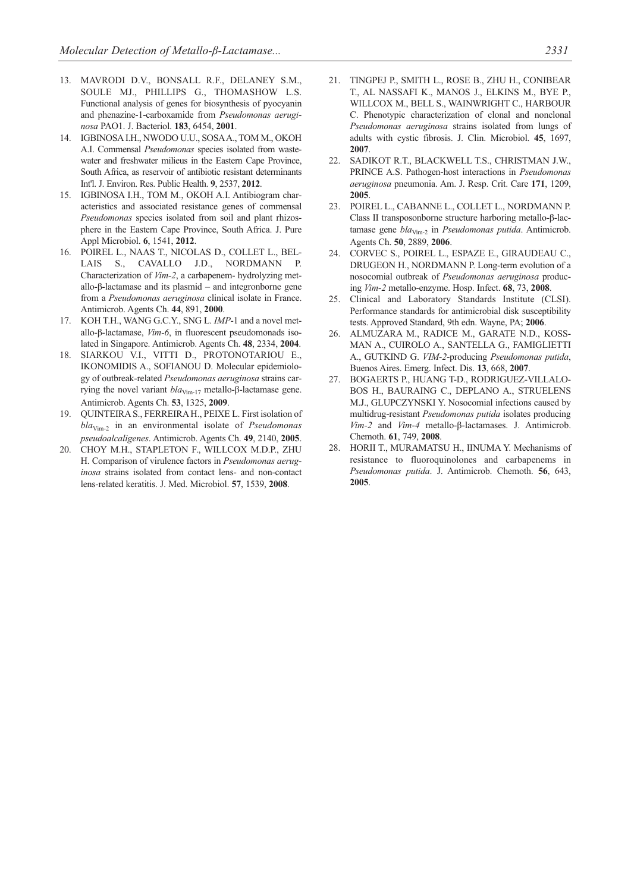13. MAVRODI D.V., BONSALL R.F., DELANEY S.M., SOULE MJ., PHILLIPS G., THOMASHOW L.S. Functional analysis of genes for biosynthesis of pyocyanin and phenazine-1-carboxamide from *Pseudomonas aeruginosa* PAO1. J. Bacteriol. **183**, 6454, **2001**.
14. IGBINOSA I.H., NWODO U.U., SOSA A., TOM M., OKOH A.I. Commensal *Pseudomonas* species isolated from wastewater and freshwater milieus in the Eastern Cape Province, South Africa, as reservoir of antibiotic resistant determinants Int'l. J. Environ. Res. Public Health. **9**, 2537, **2012**.
15. IGBINOSA I.H., TOM M., OKOH A.I. Antibiogram characteristics and associated resistance genes of commensal *Pseudomonas* species isolated from soil and plant rhizosphere in the Eastern Cape Province, South Africa. J. Pure Appl Microbiol. **6**, 1541, **2012**.
16. POIREL L., NAAS T., NICOLAS D., COLLET L., BELLAIS S., CAVALLO J.D., NORDMANN P. Characterization of *Vim-2*, a carbapenem- hydrolyzing metallo-β-lactamase and its plasmid – and integronborne gene from a *Pseudomonas aeruginosa* clinical isolate in France. Antimicrob. Agents Ch. **44**, 891, **2000**.
17. KOH T.H., WANG G.C.Y., SNG L. *IMP*-1 and a novel metallo-β-lactamase, *Vim-6*, in fluorescent pseudomonads isolated in Singapore. Antimicrob. Agents Ch. **48**, 2334, **2004**.
18. SIARKOU V.I., VITTI D., PROTONOTARIOU E., IKONOMIDIS A., SOFIANOU D. Molecular epidemiology of outbreak-related *Pseudomonas aeruginosa* strains carrying the novel variant $bla_{\text{Vim-17}}$ metallo-β-lactamase gene. Antimicrob. Agents Ch. **53**, 1325, **2009**.
19. QUINTEIRA S., FERREIRA H., PEIXE L. First isolation of $bla_{\text{Vim-2}}$ in an environmental isolate of *Pseudomonas pseudoalcaligenes*. Antimicrob. Agents Ch. **49**, 2140, **2005**.
20. CHOY M.H., STAPLETON F., WILLCOX M.D.P., ZHU H. Comparison of virulence factors in *Pseudomonas aeruginosa* strains isolated from contact lens- and non-contact lens-related keratitis. J. Med. Microbiol. **57**, 1539, **2008**.
21. TINGPEJ P., SMITH L., ROSE B., ZHU H., CONIBEAR T., AL NASSAFI K., MANOS J., ELKINS M., BYE P., WILLCOX M., BELL S., WAINWRIGHT C., HARBOUR C. Phenotypic characterization of clonal and nonclonal *Pseudomonas aeruginosa* strains isolated from lungs of adults with cystic fibrosis. J. Clin. Microbiol. **45**, 1697, **2007**.
22. SADIKOT R.T., BLACKWELL T.S., CHRISTMAN J.W., PRINCE A.S. Pathogen-host interactions in *Pseudomonas aeruginosa* pneumonia. Am. J. Resp. Crit. Care **171**, 1209, **2005**.
23. POIREL L., CABANNE L., COLLET L., NORDMANN P. Class II transposonborne structure harboring metallo-β-lactamase gene $bla_{\text{Vim-2}}$ in *Pseudomonas putida*. Antimicrob. Agents Ch. **50**, 2889, **2006**.
24. CORVEC S., POIREL L., ESPAZE E., GIRAUDEAU C., DRUGEON H., NORDMANN P. Long-term evolution of a nosocomial outbreak of *Pseudomonas aeruginosa* producing *Vim-2* metallo-enzyme. Hosp. Infect. **68**, 73, **2008**.
25. Clinical and Laboratory Standards Institute (CLSI). Performance standards for antimicrobial disk susceptibility tests. Approved Standard, 9th edn. Wayne, PA; **2006**.
26. ALMUZARA M., RADICE M., GARATE N.D., KOSSMAN A., CUIROLO A., SANTELLA G., FAMIGLIETTI A., GUTKIND G. *VIM-2*-producing *Pseudomonas putida*, Buenos Aires. Emerg. Infect. Dis. **13**, 668, **2007**.
27. BOGAERTS P., HUANG T-D., RODRIGUEZ-VILLALOBOS H., BAURAING C., DEPLANO A., STRUELENS M.J., GLUPCZYNSKI Y. Nosocomial infections caused by multidrug-resistant *Pseudomonas putida* isolates producing *Vim-2* and *Vim-4* metallo-β-lactamases. J. Antimicrob. Chemoth. **61**, 749, **2008**.
28. HORII T., MURAMATSU H., IINUMA Y. Mechanisms of resistance to fluoroquinolones and carbapenems in *Pseudomonas putida*. J. Antimicrob. Chemoth. **56**, 643, **2005**.